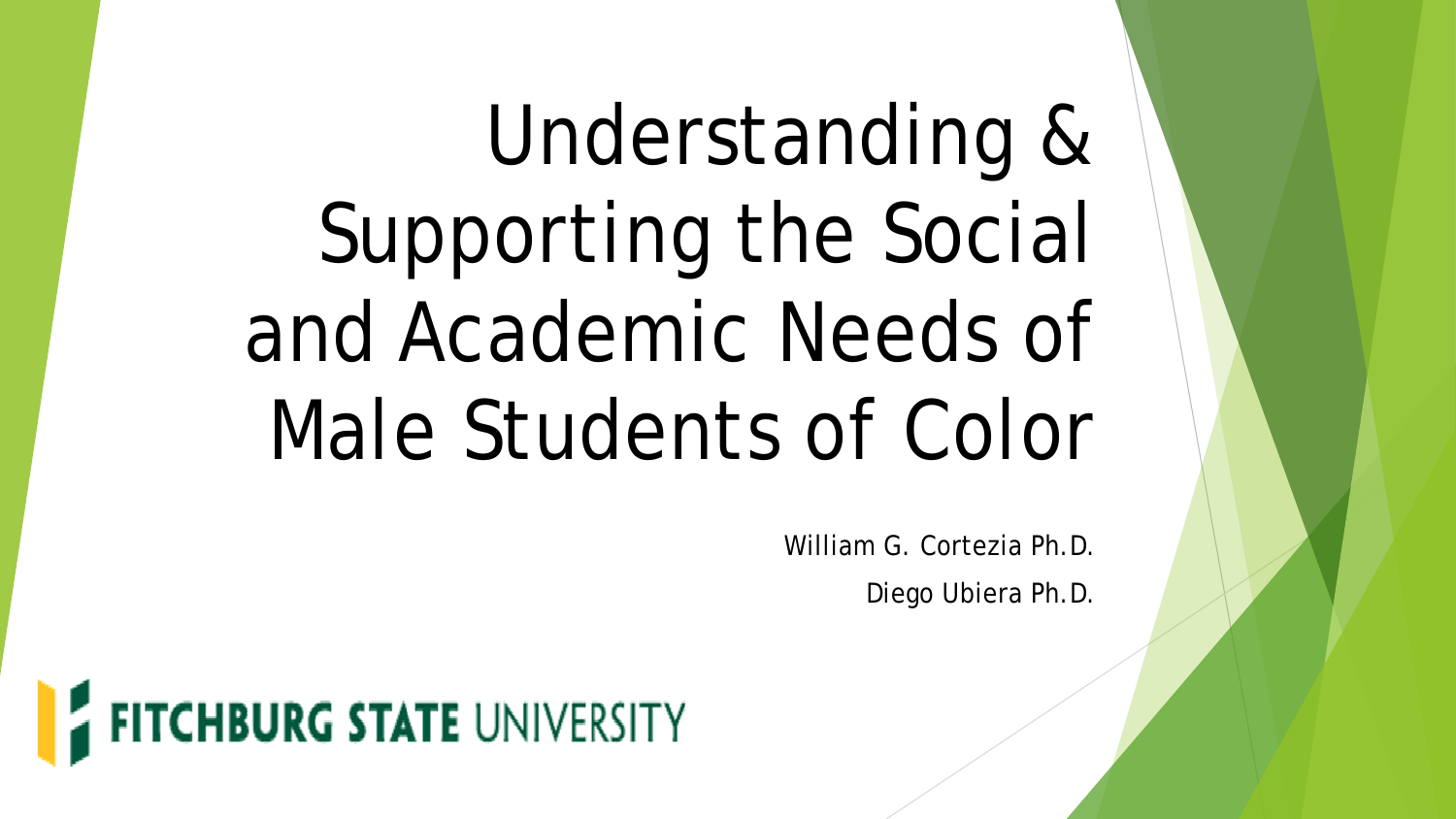# Understanding & Supporting the Social and Academic Needs of Male Students of Color

William G. Cortezia Ph.D.

Diego Ubiera Ph.D.

FITCHBURG STATE UNIVERSITY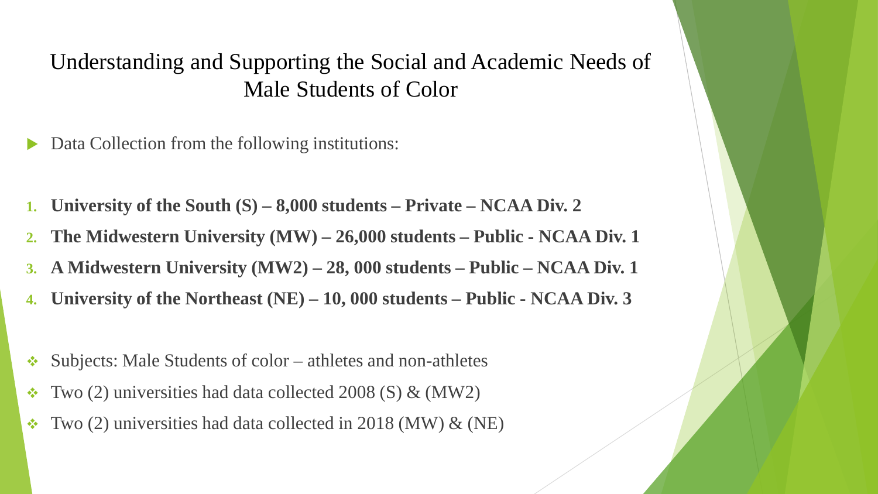# Understanding and Supporting the Social and Academic Needs of Male Students of Color

- Data Collection from the following institutions:

1. **University of the South (S) – 8,000 students – Private – NCAA Div. 2**
2. **The Midwestern University (MW) – 26,000 students – Public - NCAA Div. 1**
3. **A Midwestern University (MW2) – 28, 000 students – Public – NCAA Div. 1**
4. **University of the Northeast (NE) – 10, 000 students – Public - NCAA Div. 3**

- Subjects: Male Students of color – athletes and non-athletes
- Two (2) universities had data collected 2008 (S) & (MW2)
- Two (2) universities had data collected in 2018 (MW) & (NE)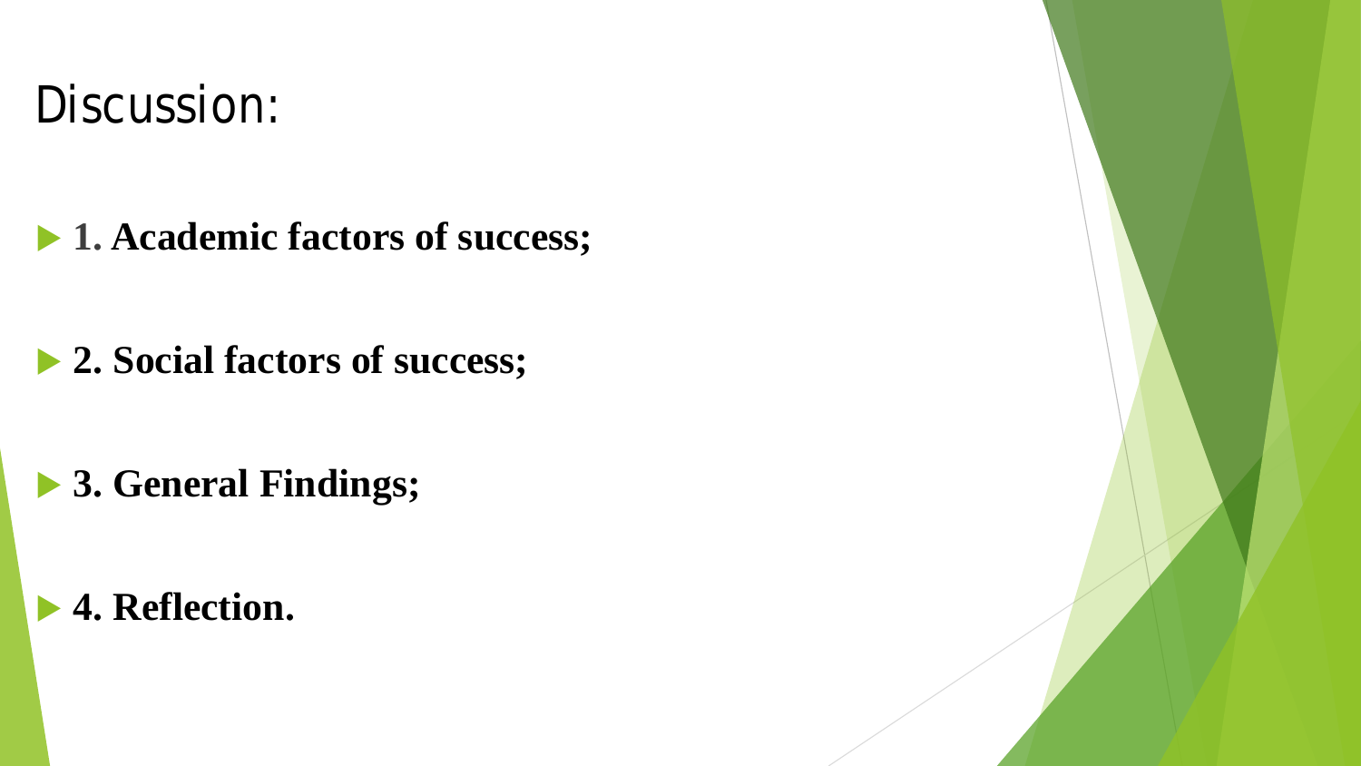# Discussion:

- **1. Academic factors of success;**
- **2. Social factors of success;**
- **3. General Findings;**
- **4. Reflection.**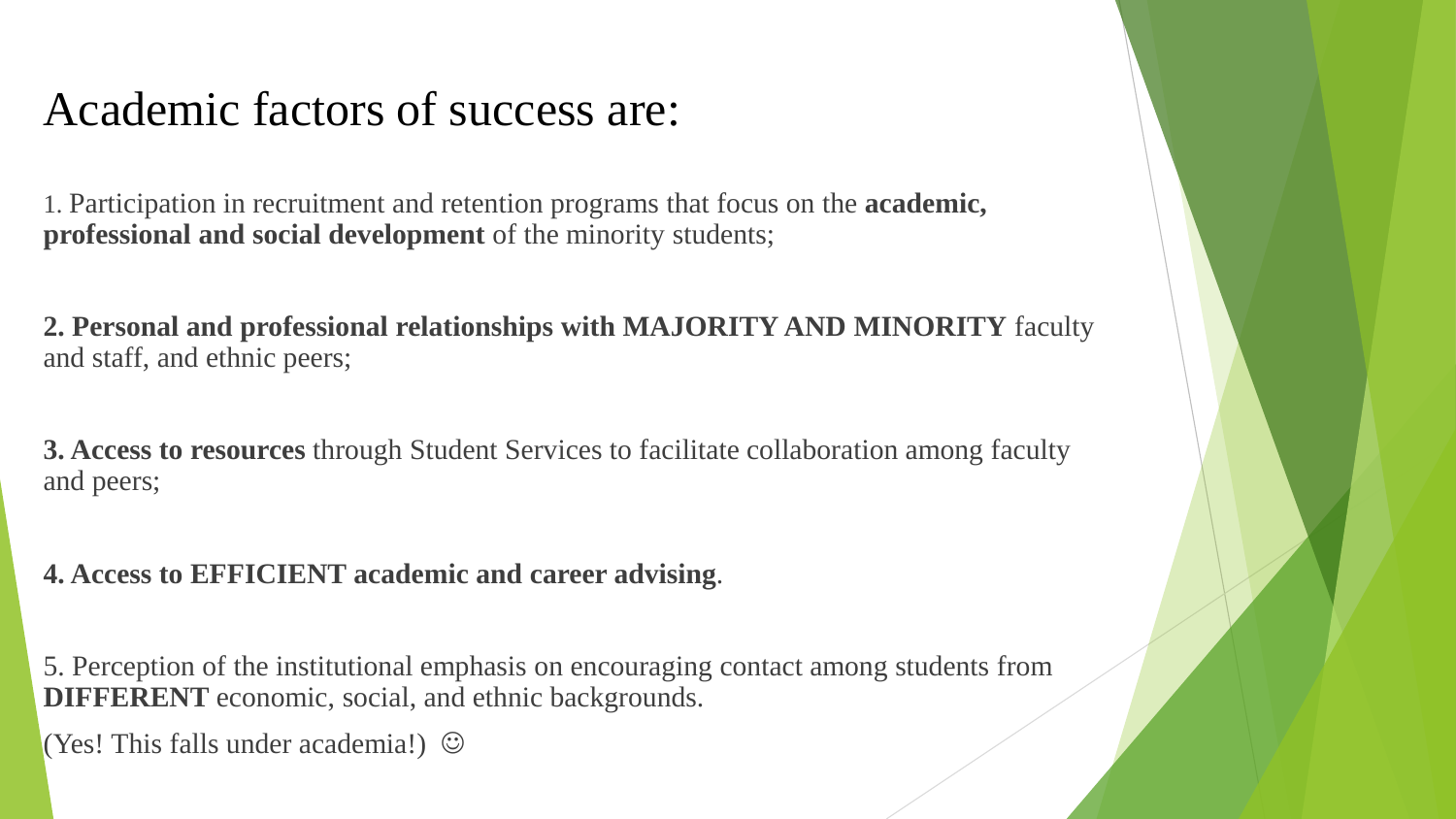# Academic factors of success are:

1. Participation in recruitment and retention programs that focus on the **academic, professional and social development** of the minority students;

**2. Personal and professional relationships with MAJORITY AND MINORITY** faculty and staff, and ethnic peers;

**3. Access to resources** through Student Services to facilitate collaboration among faculty and peers;

**4. Access to EFFICIENT academic and career advising**.

5. Perception of the institutional emphasis on encouraging contact among students from **DIFFERENT** economic, social, and ethnic backgrounds.

(Yes! This falls under academia!) ☺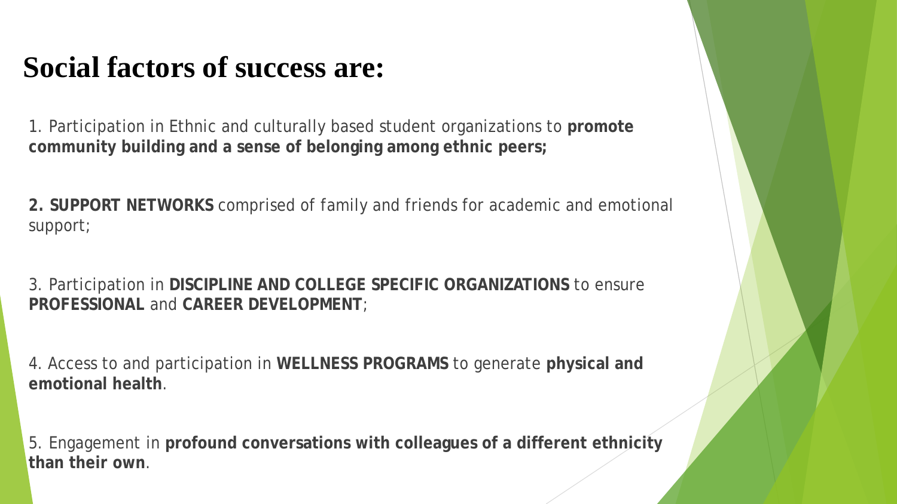# Social factors of success are:

1. Participation in Ethnic and culturally based student organizations to **promote community building and a sense of belonging among ethnic peers;**

**2. SUPPORT NETWORKS** comprised of family and friends for academic and emotional support;

3. Participation in **DISCIPLINE AND COLLEGE SPECIFIC ORGANIZATIONS** to ensure **PROFESSIONAL** and **CAREER DEVELOPMENT**;

4. Access to and participation in **WELLNESS PROGRAMS** to generate **physical and emotional health**.

5. Engagement in **profound conversations with colleagues of a different ethnicity than their own**.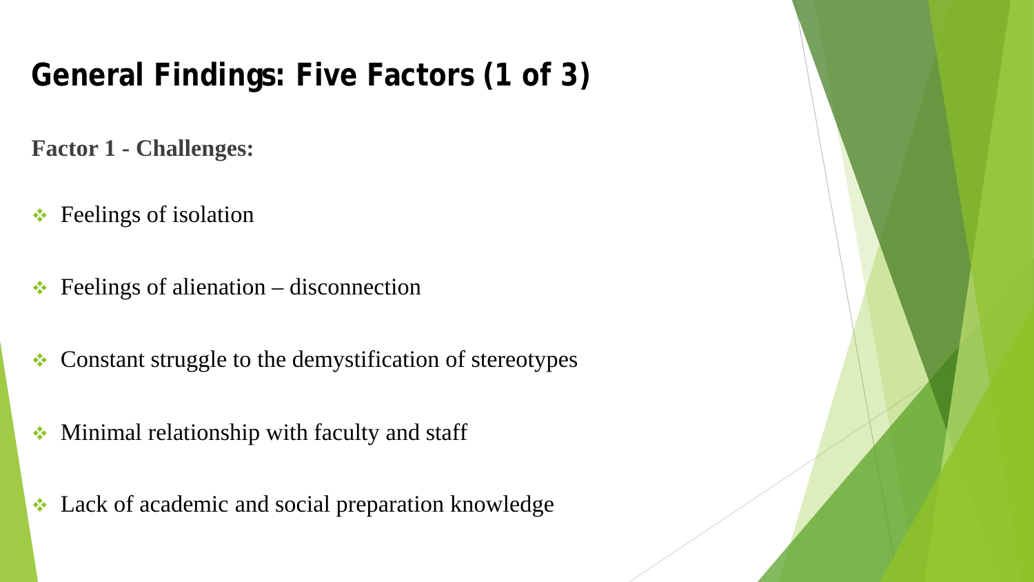# General Findings: Five Factors (1 of 3)

**Factor 1 - Challenges:**

- Feelings of isolation
- Feelings of alienation – disconnection
- Constant struggle to the demystification of stereotypes
- Minimal relationship with faculty and staff
- Lack of academic and social preparation knowledge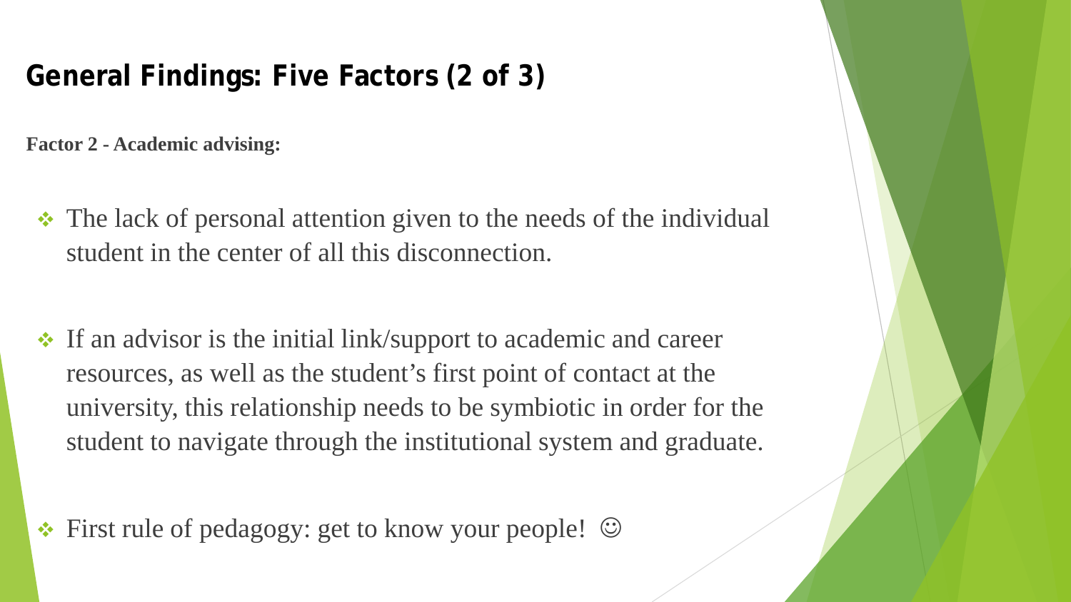## General Findings: Five Factors (2 of 3)

**Factor 2 - Academic advising:**

- The lack of personal attention given to the needs of the individual student in the center of all this disconnection.
- If an advisor is the initial link/support to academic and career resources, as well as the student's first point of contact at the university, this relationship needs to be symbiotic in order for the student to navigate through the institutional system and graduate.
- First rule of pedagogy: get to know your people! ☺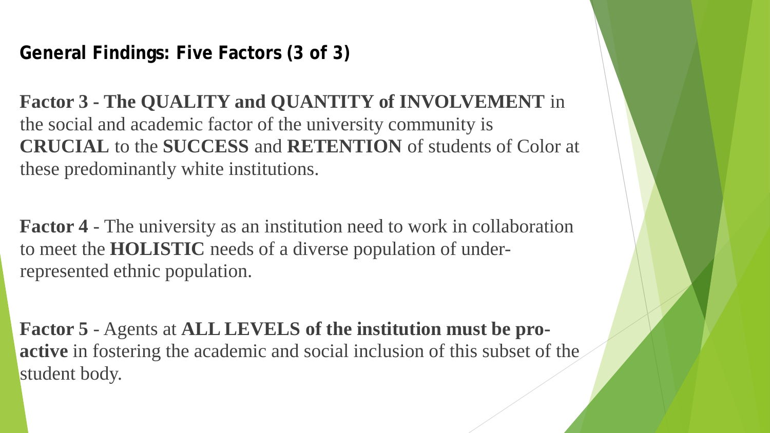## General Findings: Five Factors (3 of 3)

**Factor 3 - The QUALITY and QUANTITY of INVOLVEMENT** in the social and academic factor of the university community is **CRUCIAL** to the **SUCCESS** and **RETENTION** of students of Color at these predominantly white institutions.

**Factor 4** - The university as an institution need to work in collaboration to meet the **HOLISTIC** needs of a diverse population of under-represented ethnic population.

**Factor 5** - Agents at **ALL LEVELS of the institution must be pro-active** in fostering the academic and social inclusion of this subset of the student body.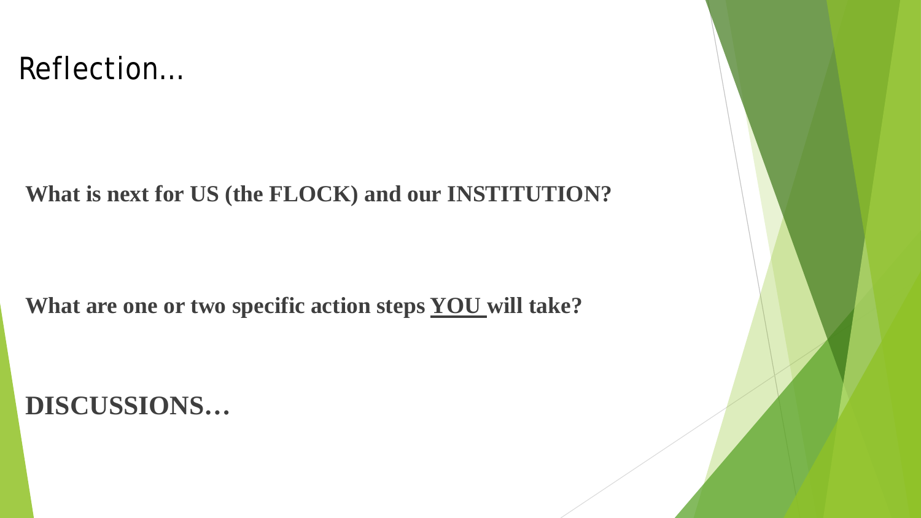# Reflection…

**What is next for US (the FLOCK) and our INSTITUTION?**

**What are one or two specific action steps <u>YOU</u> will take?**

**DISCUSSIONS…**